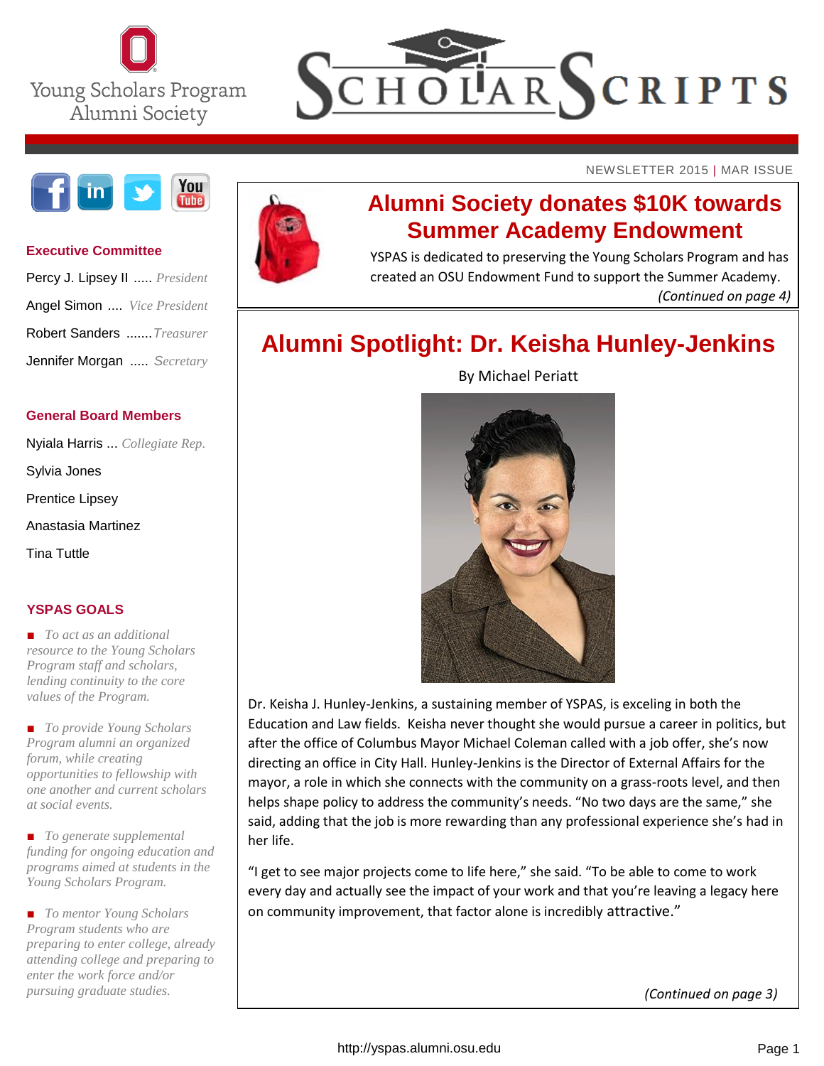Young Scholars Program Alumni Society

# SCHOLAR SCRIPTS

NEWSLETTER 2015 | MAR ISSUE

## Alumni Society donates $10K towards Summer Academy Endowment

YSPAS is dedicated to preserving the Young Scholars Program and has created an OSU Endowment Fund to support the Summer Academy.

*(Continued on page 4)*

## Alumni Spotlight: Dr. Keisha Hunley-Jenkins

By Michael Periatt

Dr. Keisha J. Hunley-Jenkins, a sustaining member of YSPAS, is exceling in both the Education and Law fields. Keisha never thought she would pursue a career in politics, but after the office of Columbus Mayor Michael Coleman called with a job offer, she's now directing an office in City Hall. Hunley-Jenkins is the Director of External Affairs for the mayor, a role in which she connects with the community on a grass-roots level, and then helps shape policy to address the community's needs. "No two days are the same," she said, adding that the job is more rewarding than any professional experience she's had in her life.

"I get to see major projects come to life here," she said. "To be able to come to work every day and actually see the impact of your work and that you're leaving a legacy here on community improvement, that factor alone is incredibly attractive."

*(Continued on page 3)*

### Executive Committee

- Percy J. Lipsey II ..... *President*
- Angel Simon .... *Vice President*
- Robert Sanders ....... *Treasurer*
- Jennifer Morgan ..... *Secretary*

### General Board Members

- Nyiala Harris ... *Collegiate Rep.*
- Sylvia Jones
- Prentice Lipsey
- Anastasia Martinez
- Tina Tuttle

### YSPAS GOALS

- *To act as an additional resource to the Young Scholars Program staff and scholars, lending continuity to the core values of the Program.*
- *To provide Young Scholars Program alumni an organized forum, while creating opportunities to fellowship with one another and current scholars at social events.*
- *To generate supplemental funding for ongoing education and programs aimed at students in the Young Scholars Program.*
- *To mentor Young Scholars Program students who are preparing to enter college, already attending college and preparing to enter the work force and/or pursuing graduate studies.*

http://yspas.alumni.osu.edu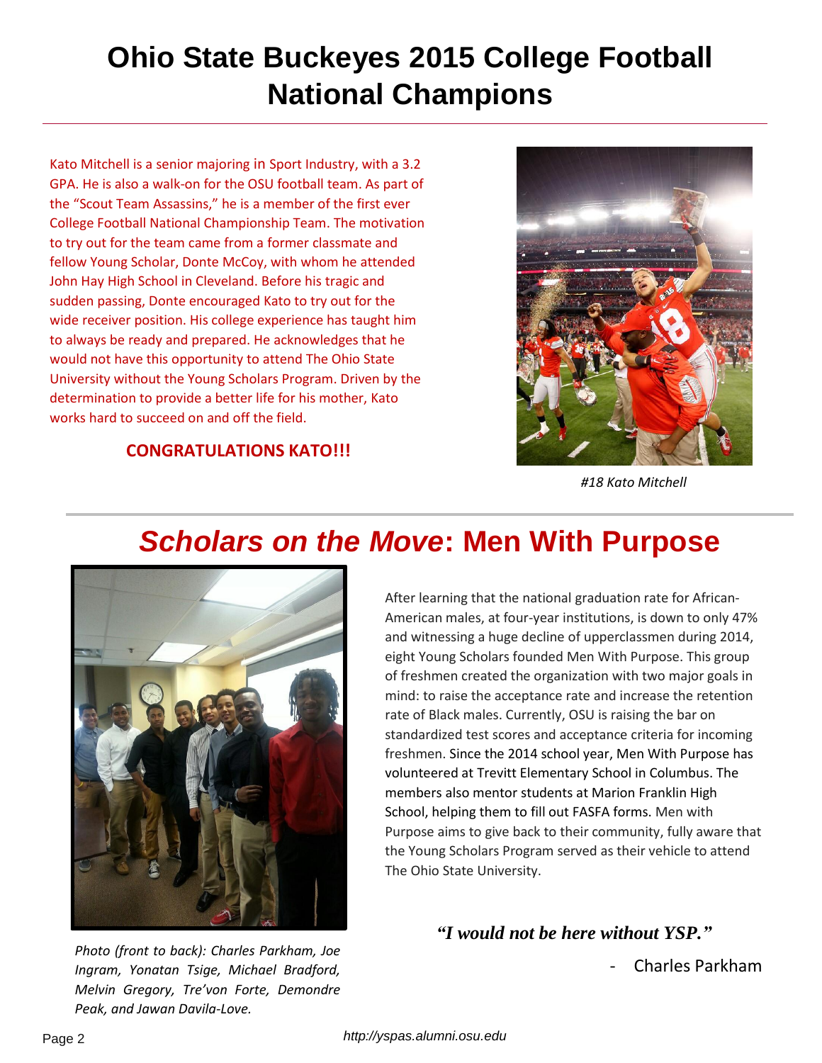# Ohio State Buckeyes 2015 College Football National Champions

Kato Mitchell is a senior majoring in Sport Industry, with a 3.2 GPA. He is also a walk-on for the OSU football team. As part of the "Scout Team Assassins," he is a member of the first ever College Football National Championship Team. The motivation to try out for the team came from a former classmate and fellow Young Scholar, Donte McCoy, with whom he attended John Hay High School in Cleveland. Before his tragic and sudden passing, Donte encouraged Kato to try out for the wide receiver position. His college experience has taught him to always be ready and prepared. He acknowledges that he would not have this opportunity to attend The Ohio State University without the Young Scholars Program. Driven by the determination to provide a better life for his mother, Kato works hard to succeed on and off the field.

**CONGRATULATIONS KATO!!!**

*#18 Kato Mitchell*

## *Scholars on the Move*: Men With Purpose

After learning that the national graduation rate for African-American males, at four-year institutions, is down to only 47% and witnessing a huge decline of upperclassmen during 2014, eight Young Scholars founded Men With Purpose. This group of freshmen created the organization with two major goals in mind: to raise the acceptance rate and increase the retention rate of Black males. Currently, OSU is raising the bar on standardized test scores and acceptance criteria for incoming freshmen. Since the 2014 school year, Men With Purpose has volunteered at Trevitt Elementary School in Columbus. The members also mentor students at Marion Franklin High School, helping them to fill out FASFA forms. Men with Purpose aims to give back to their community, fully aware that the Young Scholars Program served as their vehicle to attend The Ohio State University.

***"I would not be here without YSP."***

\- Charles Parkham

*Photo (front to back): Charles Parkham, Joe Ingram, Yonatan Tsige, Michael Bradford, Melvin Gregory, Tre'von Forte, Demondre Peak, and Jawan Davila-Love.*

*http://yspas.alumni.osu.edu*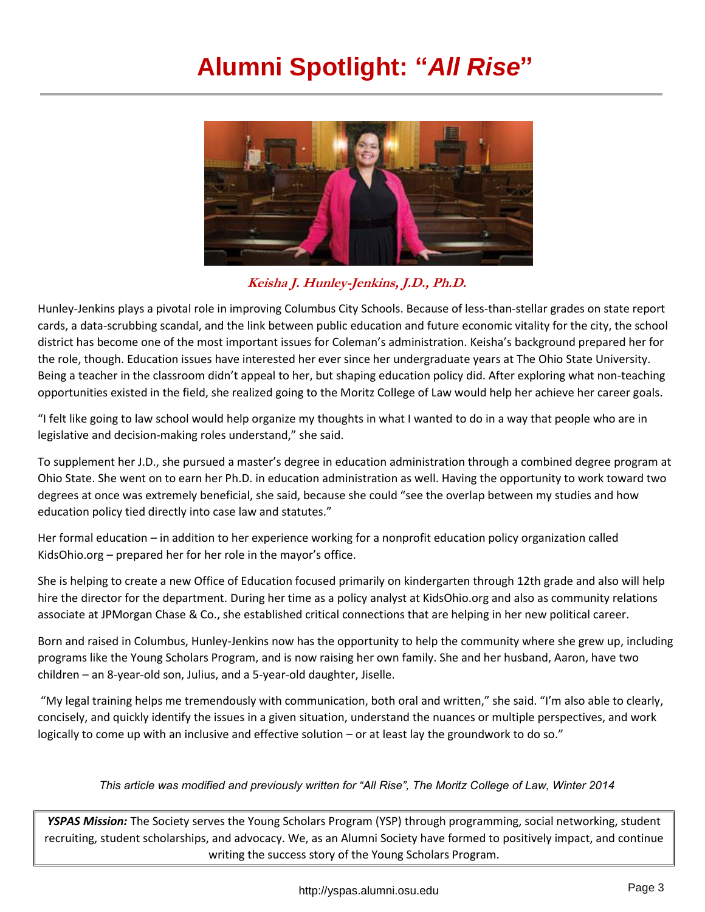# Alumni Spotlight: "*All Rise*"

***Keisha J. Hunley-Jenkins, J.D., Ph.D.***

Hunley-Jenkins plays a pivotal role in improving Columbus City Schools. Because of less-than-stellar grades on state report cards, a data-scrubbing scandal, and the link between public education and future economic vitality for the city, the school district has become one of the most important issues for Coleman's administration. Keisha's background prepared her for the role, though. Education issues have interested her ever since her undergraduate years at The Ohio State University. Being a teacher in the classroom didn't appeal to her, but shaping education policy did. After exploring what non-teaching opportunities existed in the field, she realized going to the Moritz College of Law would help her achieve her career goals.

"I felt like going to law school would help organize my thoughts in what I wanted to do in a way that people who are in legislative and decision-making roles understand," she said.

To supplement her J.D., she pursued a master's degree in education administration through a combined degree program at Ohio State. She went on to earn her Ph.D. in education administration as well. Having the opportunity to work toward two degrees at once was extremely beneficial, she said, because she could "see the overlap between my studies and how education policy tied directly into case law and statutes."

Her formal education – in addition to her experience working for a nonprofit education policy organization called KidsOhio.org – prepared her for her role in the mayor's office.

She is helping to create a new Office of Education focused primarily on kindergarten through 12th grade and also will help hire the director for the department. During her time as a policy analyst at KidsOhio.org and also as community relations associate at JPMorgan Chase & Co., she established critical connections that are helping in her new political career.

Born and raised in Columbus, Hunley-Jenkins now has the opportunity to help the community where she grew up, including programs like the Young Scholars Program, and is now raising her own family. She and her husband, Aaron, have two children – an 8-year-old son, Julius, and a 5-year-old daughter, Jiselle.

"My legal training helps me tremendously with communication, both oral and written," she said. "I'm also able to clearly, concisely, and quickly identify the issues in a given situation, understand the nuances or multiple perspectives, and work logically to come up with an inclusive and effective solution – or at least lay the groundwork to do so."

*This article was modified and previously written for "All Rise", The Moritz College of Law, Winter 2014*

***YSPAS Mission:*** The Society serves the Young Scholars Program (YSP) through programming, social networking, student recruiting, student scholarships, and advocacy. We, as an Alumni Society have formed to positively impact, and continue writing the success story of the Young Scholars Program.

http://yspas.alumni.osu.edu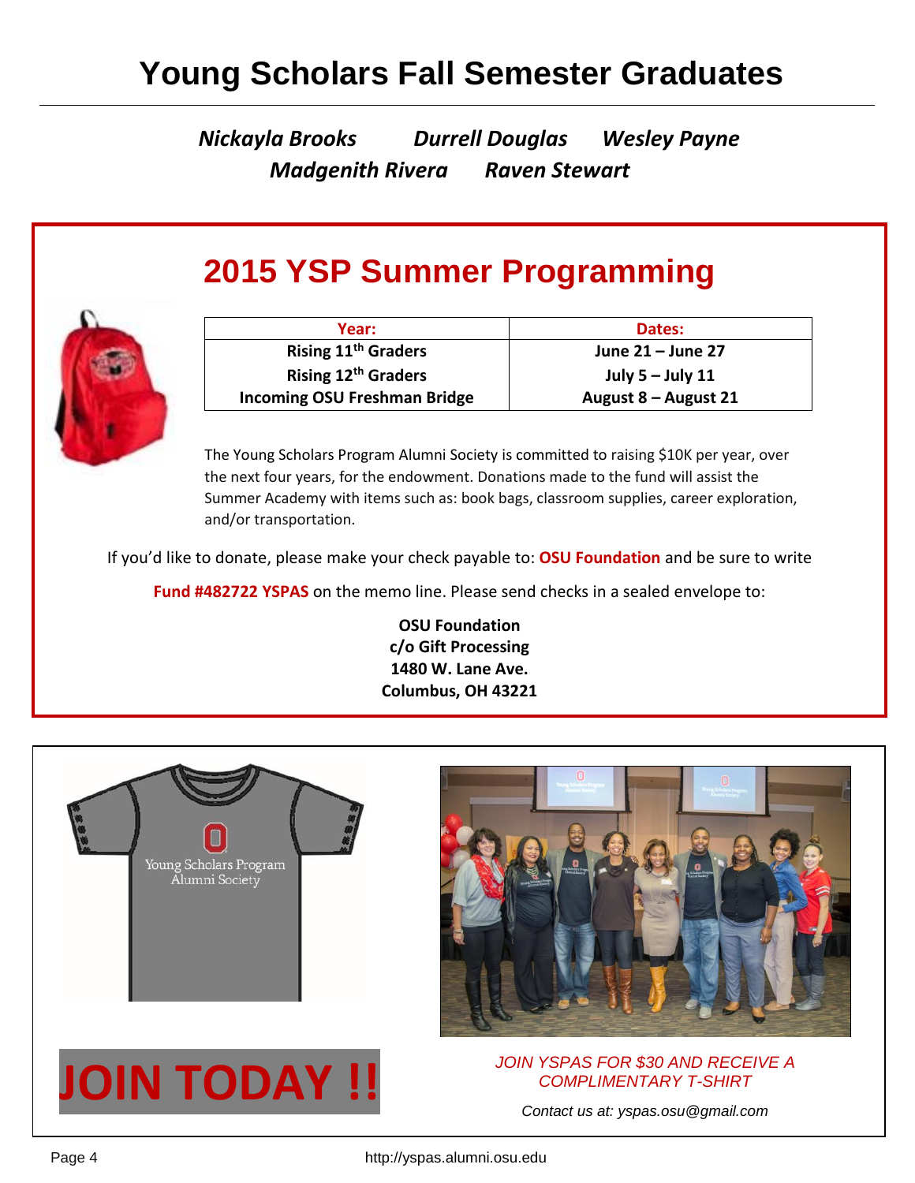# Young Scholars Fall Semester Graduates

*Nickayla Brooks* *Durrell Douglas* *Wesley Payne*
*Madgenith Rivera* *Raven Stewart*

## 2015 YSP Summer Programming

| Year: | Dates: |
| --- | --- |
| Rising 11th Graders | June 21 – June 27 |
| Rising 12th Graders | July 5 – July 11 |
| Incoming OSU Freshman Bridge | August 8 – August 21 |

The Young Scholars Program Alumni Society is committed to raising $10K per year, over the next four years, for the endowment. Donations made to the fund will assist the Summer Academy with items such as: book bags, classroom supplies, career exploration, and/or transportation.

If you'd like to donate, please make your check payable to: **OSU Foundation** and be sure to write **Fund #482722 YSPAS** on the memo line. Please send checks in a sealed envelope to:

**OSU Foundation**
**c/o Gift Processing**
**1480 W. Lane Ave.**
**Columbus, OH 43221**

Young Scholars Program Alumni Society

**JOIN TODAY !!**

*JOIN YSPAS FOR $30 AND RECEIVE A COMPLIMENTARY T-SHIRT*

*Contact us at: yspas.osu@gmail.com*

http://yspas.alumni.osu.edu